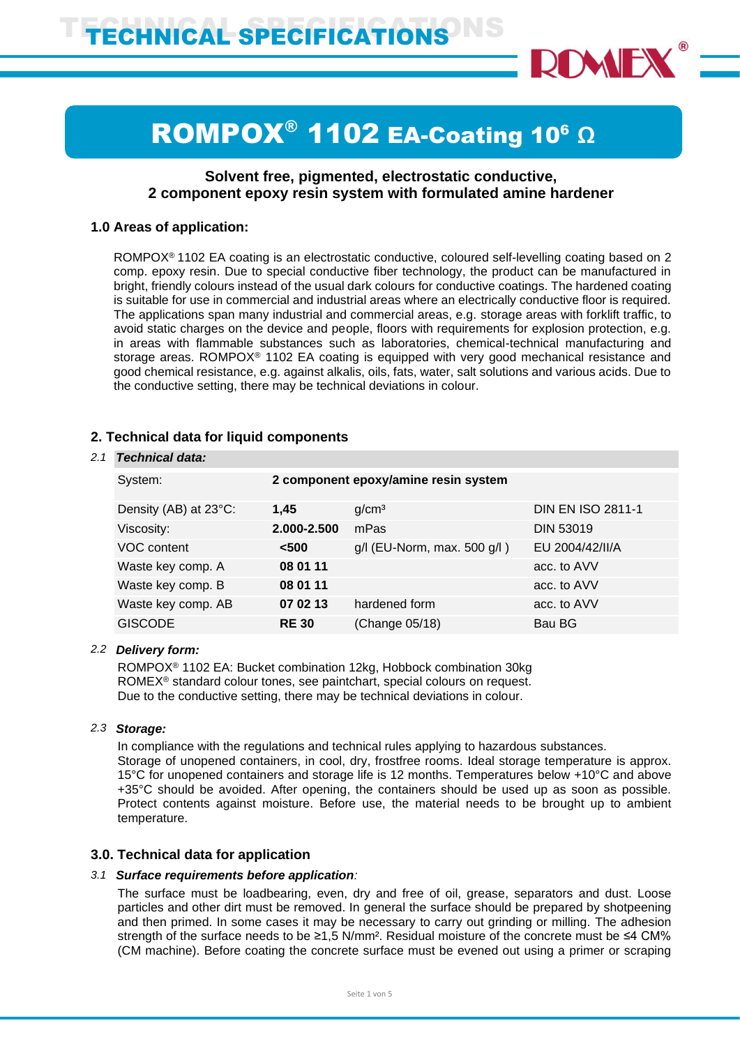# TECHNICAL SPECIFICATIONS

# ROMPOX® 1102 EA-Coating $10^6$ Ω

**Solvent free, pigmented, electrostatic conductive, 2 component epoxy resin system with formulated amine hardener**

## 1.0 Areas of application:

ROMPOX® 1102 EA coating is an electrostatic conductive, coloured self-levelling coating based on 2 comp. epoxy resin. Due to special conductive fiber technology, the product can be manufactured in bright, friendly colours instead of the usual dark colours for conductive coatings. The hardened coating is suitable for use in commercial and industrial areas where an electrically conductive floor is required. The applications span many industrial and commercial areas, e.g. storage areas with forklift traffic, to avoid static charges on the device and people, floors with requirements for explosion protection, e.g. in areas with flammable substances such as laboratories, chemical-technical manufacturing and storage areas. ROMPOX® 1102 EA coating is equipped with very good mechanical resistance and good chemical resistance, e.g. against alkalis, oils, fats, water, salt solutions and various acids. Due to the conductive setting, there may be technical deviations in colour.

## 2. Technical data for liquid components

### 2.1 *Technical data:*

| System: | **2 component epoxy/amine resin system** | | |
|---|---|---|---|
| Density (AB) at 23°C: | **1,45** | g/cm³ | DIN EN ISO 2811-1 |
| Viscosity: | **2.000-2.500** | mPas | DIN 53019 |
| VOC content | **<500** | g/l (EU-Norm, max. 500 g/l ) | EU 2004/42/II/A |
| Waste key comp. A | **08 01 11** | | acc. to AVV |
| Waste key comp. B | **08 01 11** | | acc. to AVV |
| Waste key comp. AB | **07 02 13** | hardened form | acc. to AVV |
| GISCODE | **RE 30** | (Change 05/18) | Bau BG |

### 2.2 *Delivery form:*

ROMPOX® 1102 EA: Bucket combination 12kg, Hobbock combination 30kg
ROMEX® standard colour tones, see paintchart, special colours on request.
Due to the conductive setting, there may be technical deviations in colour.

### 2.3 *Storage:*

In compliance with the regulations and technical rules applying to hazardous substances.
Storage of unopened containers, in cool, dry, frostfree rooms. Ideal storage temperature is approx. 15°C for unopened containers and storage life is 12 months. Temperatures below +10°C and above +35°C should be avoided. After opening, the containers should be used up as soon as possible. Protect contents against moisture. Before use, the material needs to be brought up to ambient temperature.

## 3.0. Technical data for application

### 3.1 *Surface requirements before application:*

The surface must be loadbearing, even, dry and free of oil, grease, separators and dust. Loose particles and other dirt must be removed. In general the surface should be prepared by shotpeening and then primed. In some cases it may be necessary to carry out grinding or milling. The adhesion strength of the surface needs to be ≥1,5 N/mm². Residual moisture of the concrete must be ≤4 CM% (CM machine). Before coating the concrete surface must be evened out using a primer or scraping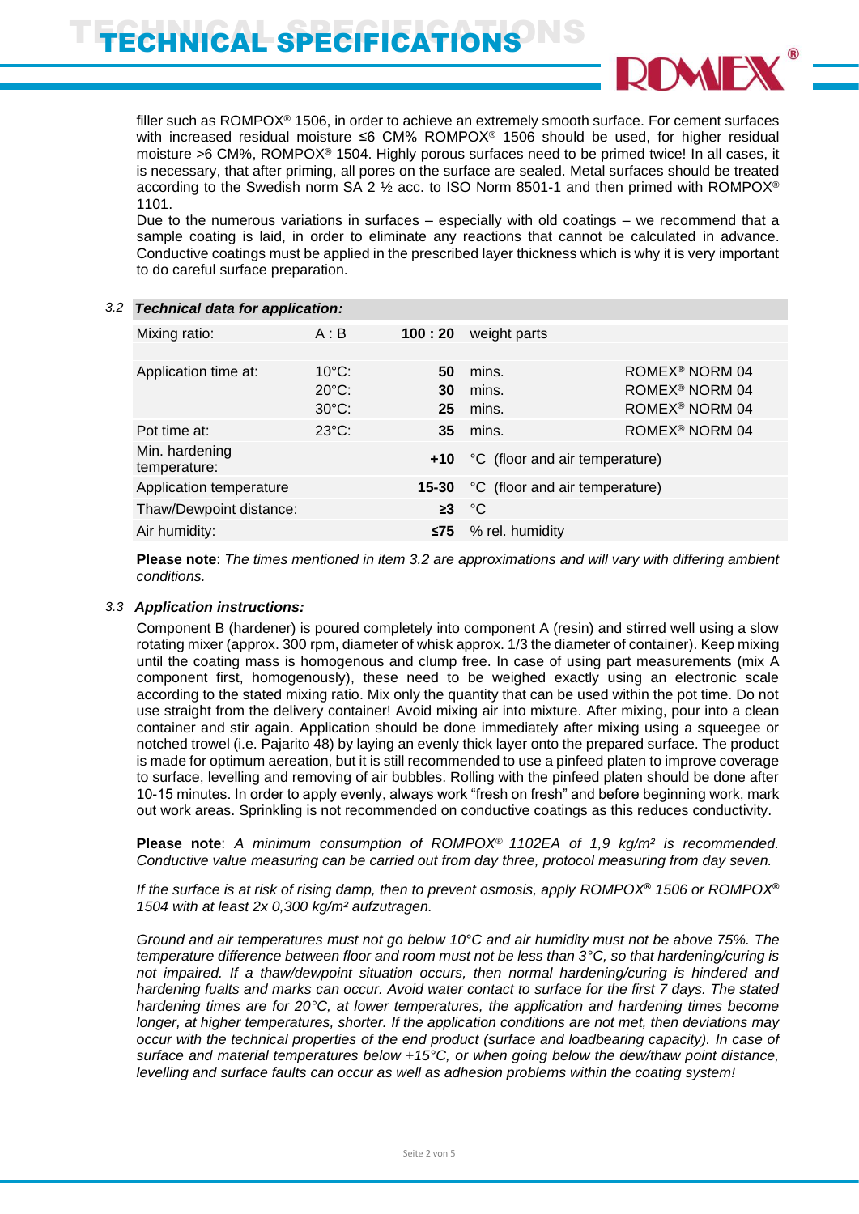filler such as ROMPOX® 1506, in order to achieve an extremely smooth surface. For cement surfaces with increased residual moisture ≤6 CM% ROMPOX® 1506 should be used, for higher residual moisture >6 CM%, ROMPOX® 1504. Highly porous surfaces need to be primed twice! In all cases, it is necessary, that after priming, all pores on the surface are sealed. Metal surfaces should be treated according to the Swedish norm SA 2 ½ acc. to ISO Norm 8501-1 and then primed with ROMPOX® 1101.

Due to the numerous variations in surfaces – especially with old coatings – we recommend that a sample coating is laid, in order to eliminate any reactions that cannot be calculated in advance. Conductive coatings must be applied in the prescribed layer thickness which is why it is very important to do careful surface preparation.

### 3.2 *Technical data for application:*

| | | | | |
|---|---|---|---|---|
| Mixing ratio: | A : B | **100 : 20** | weight parts | |
| | | | | |
| Application time at: | 10°C: | **50** | mins. | ROMEX® NORM 04 |
| | 20°C: | **30** | mins. | ROMEX® NORM 04 |
| | 30°C: | **25** | mins. | ROMEX® NORM 04 |
| Pot time at: | 23°C: | **35** | mins. | ROMEX® NORM 04 |
| Min. hardening temperature: | | **+10** | °C (floor and air temperature) | |
| Application temperature | | **15-30** | °C (floor and air temperature) | |
| Thaw/Dewpoint distance: | | **≥3** | °C | |
| Air humidity: | | **≤75** | % rel. humidity | |

**Please note**: *The times mentioned in item 3.2 are approximations and will vary with differing ambient conditions.*

### 3.3 *Application instructions:*

Component B (hardener) is poured completely into component A (resin) and stirred well using a slow rotating mixer (approx. 300 rpm, diameter of whisk approx. 1/3 the diameter of container). Keep mixing until the coating mass is homogenous and clump free. In case of using part measurements (mix A component first, homogenously), these need to be weighed exactly using an electronic scale according to the stated mixing ratio. Mix only the quantity that can be used within the pot time. Do not use straight from the delivery container! Avoid mixing air into mixture. After mixing, pour into a clean container and stir again. Application should be done immediately after mixing using a squeegee or notched trowel (i.e. Pajarito 48) by laying an evenly thick layer onto the prepared surface. The product is made for optimum aereation, but it is still recommended to use a pinfeed platen to improve coverage to surface, levelling and removing of air bubbles. Rolling with the pinfeed platen should be done after 10-15 minutes. In order to apply evenly, always work "fresh on fresh" and before beginning work, mark out work areas. Sprinkling is not recommended on conductive coatings as this reduces conductivity.

**Please note**: *A minimum consumption of ROMPOX® 1102EA of 1,9 kg/m² is recommended. Conductive value measuring can be carried out from day three, protocol measuring from day seven.*

*If the surface is at risk of rising damp, then to prevent osmosis, apply ROMPOX® 1506 or ROMPOX® 1504 with at least 2x 0,300 kg/m² aufzutragen.*

*Ground and air temperatures must not go below 10°C and air humidity must not be above 75%. The temperature difference between floor and room must not be less than 3°C, so that hardening/curing is not impaired. If a thaw/dewpoint situation occurs, then normal hardening/curing is hindered and hardening fualts and marks can occur. Avoid water contact to surface for the first 7 days. The stated hardening times are for 20°C, at lower temperatures, the application and hardening times become longer, at higher temperatures, shorter. If the application conditions are not met, then deviations may occur with the technical properties of the end product (surface and loadbearing capacity). In case of surface and material temperatures below +15°C, or when going below the dew/thaw point distance, levelling and surface faults can occur as well as adhesion problems within the coating system!*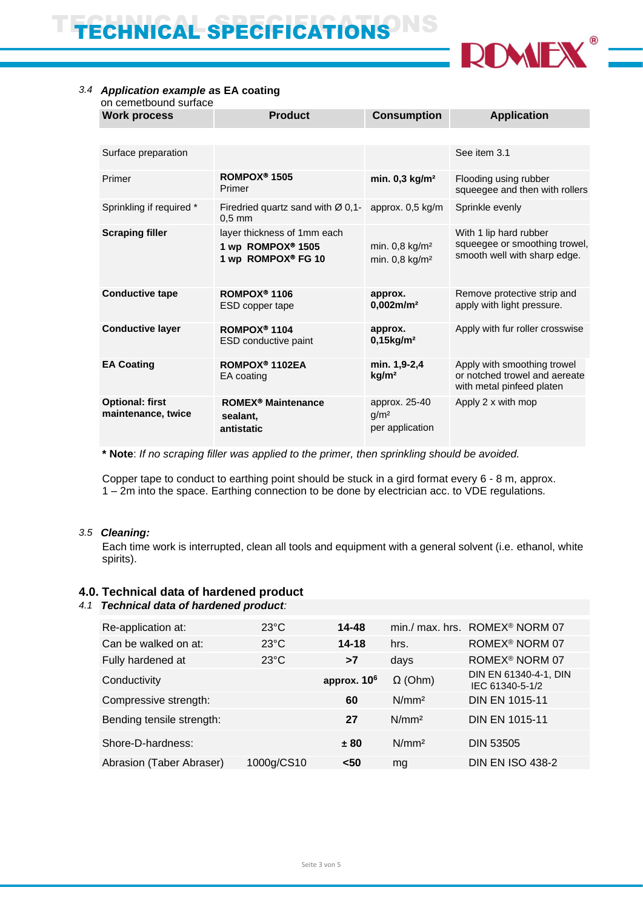### 3.4 *Application example* as EA coating

on cemetbound surface

| Work process | Product | Consumption | Application |
|---|---|---|---|
| Surface preparation | | | See item 3.1 |
| Primer | **ROMPOX® 1505** Primer | **min. 0,3 kg/m²** | Flooding using rubber squeegee and then with rollers |
| Sprinkling if required * | Firedried quartz sand with Ø 0,1-0,5 mm | approx. 0,5 kg/m | Sprinkle evenly |
| **Scraping filler** | layer thickness of 1mm each **1 wp ROMPOX® 1505** **1 wp ROMPOX® FG 10** | min. 0,8 kg/m² min. 0,8 kg/m² | With 1 lip hard rubber squeegee or smoothing trowel, smooth well with sharp edge. |
| **Conductive tape** | **ROMPOX® 1106** ESD copper tape | **approx. 0,002m/m²** | Remove protective strip and apply with light pressure. |
| **Conductive layer** | **ROMPOX® 1104** ESD conductive paint | **approx. 0,15kg/m²** | Apply with fur roller crosswise |
| **EA Coating** | **ROMPOX® 1102EA** EA coating | **min. 1,9-2,4 kg/m²** | Apply with smoothing trowel or notched trowel and aereate with metal pinfeed platen |
| **Optional: first maintenance, twice** | **ROMEX® Maintenance sealant, antistatic** | approx. 25-40 g/m² per application | Apply 2 x with mop |

**\* Note**: *If no scraping filler was applied to the primer, then sprinkling should be avoided.*

Copper tape to conduct to earthing point should be stuck in a gird format every 6 - 8 m, approx. 1 – 2m into the space. Earthing connection to be done by electrician acc. to VDE regulations.

### 3.5 *Cleaning:*

Each time work is interrupted, clean all tools and equipment with a general solvent (i.e. ethanol, white spirits).

## 4.0. Technical data of hardened product

### 4.1 *Technical data of hardened product:*

| | | | | |
|---|---|---|---|---|
| Re-application at: | 23°C | **14-48** | min./ max. hrs. | ROMEX® NORM 07 |
| Can be walked on at: | 23°C | **14-18** | hrs. | ROMEX® NORM 07 |
| Fully hardened at | 23°C | **>7** | days | ROMEX® NORM 07 |
| Conductivity | | **approx. $10^6$** | Ω (Ohm) | DIN EN 61340-4-1, DIN IEC 61340-5-1/2 |
| Compressive strength: | | **60** | N/mm² | DIN EN 1015-11 |
| Bending tensile strength: | | **27** | N/mm² | DIN EN 1015-11 |
| Shore-D-hardness: | | **± 80** | N/mm² | DIN 53505 |
| Abrasion (Taber Abraser) | 1000g/CS10 | **<50** | mg | DIN EN ISO 438-2 |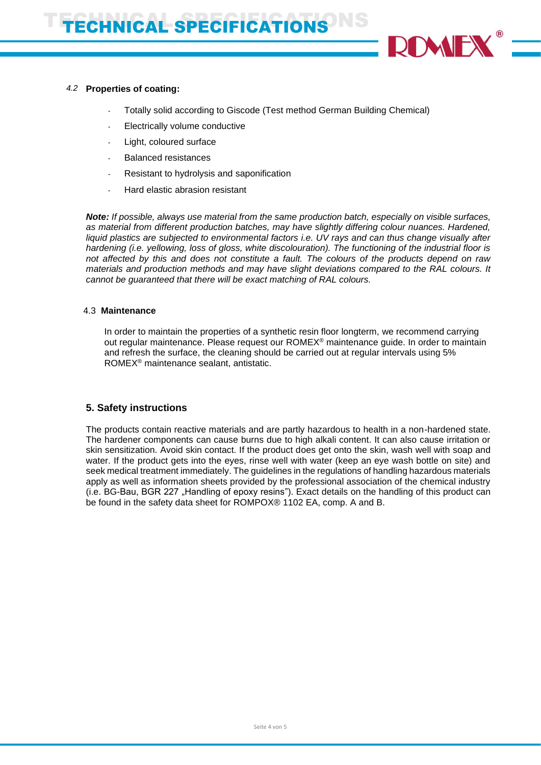### *4.2* Properties of coating:

- Totally solid according to Giscode (Test method German Building Chemical)
- Electrically volume conductive
- Light, coloured surface
- Balanced resistances
- Resistant to hydrolysis and saponification
- Hard elastic abrasion resistant

***Note:*** *If possible, always use material from the same production batch, especially on visible surfaces, as material from different production batches, may have slightly differing colour nuances. Hardened, liquid plastics are subjected to environmental factors i.e. UV rays and can thus change visually after hardening (i.e. yellowing, loss of gloss, white discolouration). The functioning of the industrial floor is not affected by this and does not constitute a fault. The colours of the products depend on raw materials and production methods and may have slight deviations compared to the RAL colours. It cannot be guaranteed that there will be exact matching of RAL colours.*

### 4.3 Maintenance

In order to maintain the properties of a synthetic resin floor longterm, we recommend carrying out regular maintenance. Please request our ROMEX® maintenance guide. In order to maintain and refresh the surface, the cleaning should be carried out at regular intervals using 5% ROMEX® maintenance sealant, antistatic.

## 5. Safety instructions

The products contain reactive materials and are partly hazardous to health in a non-hardened state. The hardener components can cause burns due to high alkali content. It can also cause irritation or skin sensitization. Avoid skin contact. If the product does get onto the skin, wash well with soap and water. If the product gets into the eyes, rinse well with water (keep an eye wash bottle on site) and seek medical treatment immediately. The guidelines in the regulations of handling hazardous materials apply as well as information sheets provided by the professional association of the chemical industry (i.e. BG-Bau, BGR 227 „Handling of epoxy resins"). Exact details on the handling of this product can be found in the safety data sheet for ROMPOX® 1102 EA, comp. A and B.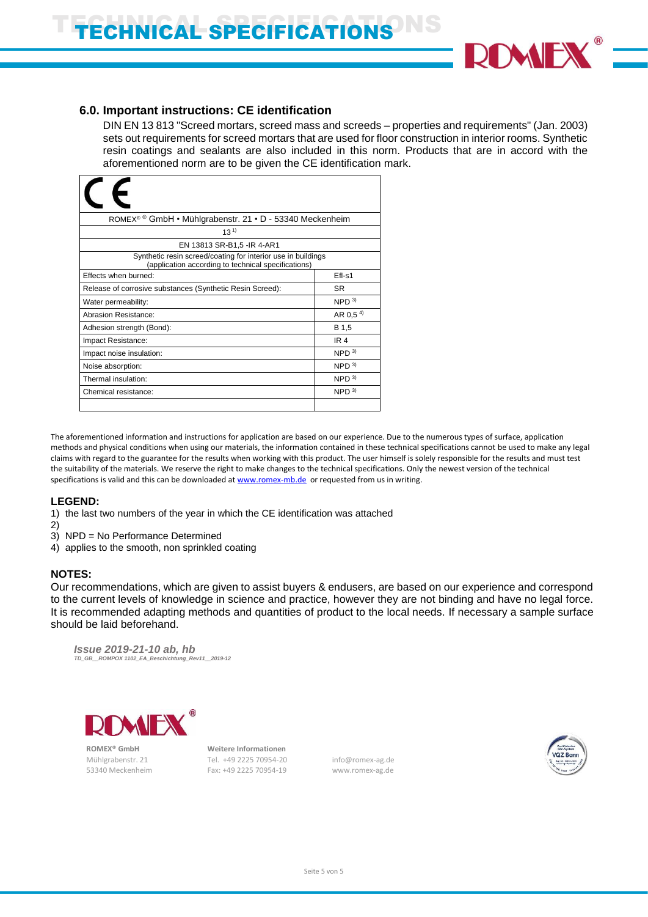## 6.0. Important instructions: CE identification

DIN EN 13 813 "Screed mortars, screed mass and screeds – properties and requirements" (Jan. 2003) sets out requirements for screed mortars that are used for floor construction in interior rooms. Synthetic resin coatings and sealants are also included in this norm. Products that are in accord with the aforementioned norm are to be given the CE identification mark.

| CE | |
|---|---|
| ROMEX® ® GmbH • Mühlgrabenstr. 21 • D - 53340 Meckenheim | |
| 13 [1] | |
| EN 13813 SR-B1,5 -IR 4-AR1 | |
| Synthetic resin screed/coating for interior use in buildings (application according to technical specifications) | |
| Effects when burned: | Efl-s1 |
| Release of corrosive substances (Synthetic Resin Screed): | SR |
| Water permeability: | NPD [3] |
| Abrasion Resistance: | AR 0,5 [4] |
| Adhesion strength (Bond): | B 1,5 |
| Impact Resistance: | IR 4 |
| Impact noise insulation: | NPD [3] |
| Noise absorption: | NPD [3] |
| Thermal insulation: | NPD [3] |
| Chemical resistance: | NPD [3] |
| | |

The aforementioned information and instructions for application are based on our experience. Due to the numerous types of surface, application methods and physical conditions when using our materials, the information contained in these technical specifications cannot be used to make any legal claims with regard to the guarantee for the results when working with this product. The user himself is solely responsible for the results and must test the suitability of the materials. We reserve the right to make changes to the technical specifications. Only the newest version of the technical specifications is valid and this can be downloaded at www.romex-mb.de or requested from us in writing.

### LEGEND:

1) the last two numbers of the year in which the CE identification was attached
2)
3) NPD = No Performance Determined
4) applies to the smooth, non sprinkled coating

### NOTES:

Our recommendations, which are given to assist buyers & endusers, are based on our experience and correspond to the current levels of knowledge in science and practice, however they are not binding and have no legal force. It is recommended adapting methods and quantities of product to the local needs. If necessary a sample surface should be laid beforehand.

***Issue 2019-21-10 ab, hb***
***TD_GB__ROMPOX 1102_EA_Beschichtung_Rev11__2019-12***

ROMEX® GmbH
Mühlgrabenstr. 21
53340 Meckenheim

Weitere Informationen
Tel. +49 2225 70954-20
Fax: +49 2225 70954-19

info@romex-ag.de
www.romex-ag.de